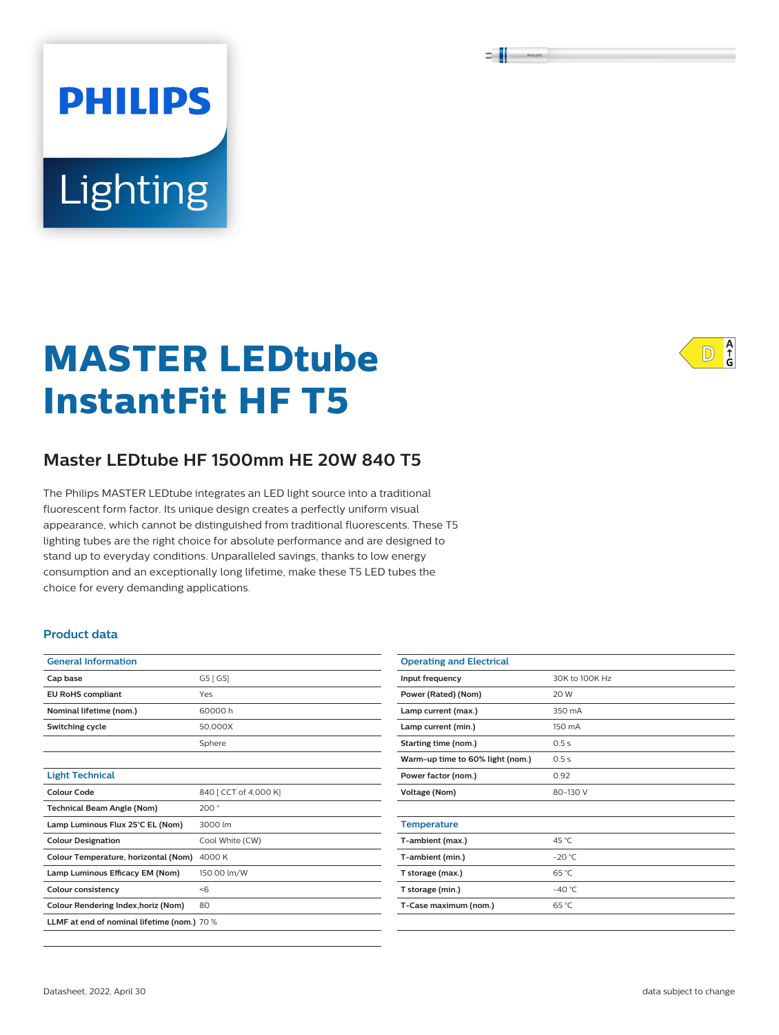# MASTER LEDtube InstantFit HF T5

## Master LEDtube HF 1500mm HE 20W 840 T5

The Philips MASTER LEDtube integrates an LED light source into a traditional fluorescent form factor. Its unique design creates a perfectly uniform visual appearance, which cannot be distinguished from traditional fluorescents. These T5 lighting tubes are the right choice for absolute performance and are designed to stand up to everyday conditions. Unparalleled savings, thanks to low energy consumption and an exceptionally long lifetime, make these T5 LED tubes the choice for every demanding applications.

### Product data

| General Information | |
|---|---|
| **Cap base** | G5 [ G5] |
| **EU RoHS compliant** | Yes |
| **Nominal lifetime (nom.)** | 60000 h |
| **Switching cycle** | 50,000X |
| | Sphere |

| Light Technical | |
|---|---|
| **Colour Code** | 840 [ CCT of 4,000 K] |
| **Technical Beam Angle (Nom)** | 200 ° |
| **Lamp Luminous Flux 25°C EL (Nom)** | 3000 lm |
| **Colour Designation** | Cool White (CW) |
| **Colour Temperature, horizontal (Nom)** | 4000 K |
| **Lamp Luminous Efficacy EM (Nom)** | 150.00 lm/W |
| **Colour consistency** | <6 |
| **Colour Rendering Index,horiz (Nom)** | 80 |
| **LLMF at end of nominal lifetime (nom.)** | 70 % |

| Operating and Electrical | |
|---|---|
| **Input frequency** | 30K to 100K Hz |
| **Power (Rated) (Nom)** | 20 W |
| **Lamp current (max.)** | 350 mA |
| **Lamp current (min.)** | 150 mA |
| **Starting time (nom.)** | 0.5 s |
| **Warm-up time to 60% light (nom.)** | 0.5 s |
| **Power factor (nom.)** | 0.92 |
| **Voltage (Nom)** | 80-130 V |

| Temperature | |
|---|---|
| **T-ambient (max.)** | 45 °C |
| **T-ambient (min.)** | -20 °C |
| **T storage (max.)** | 65 °C |
| **T storage (min.)** | -40 °C |
| **T-Case maximum (nom.)** | 65 °C |

Datasheet, 2022, April 30

data subject to change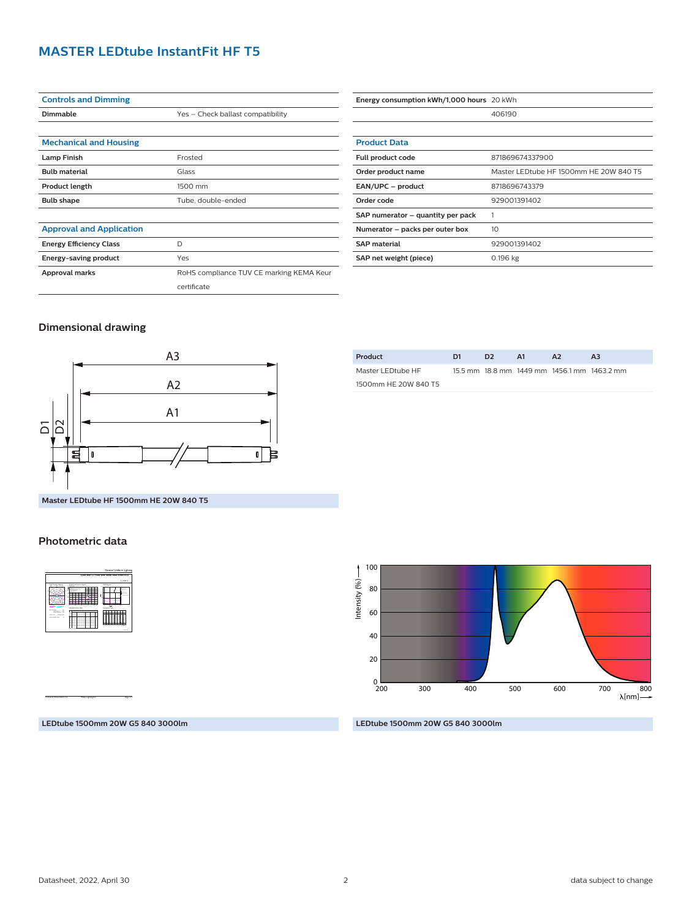# MASTER LEDtube InstantFit HF T5

| Controls and Dimming | |
|---|---|
| Dimmable | Yes – Check ballast compatibility |

| Mechanical and Housing | |
|---|---|
| Lamp Finish | Frosted |
| Bulb material | Glass |
| Product length | 1500 mm |
| Bulb shape | Tube, double-ended |

| Approval and Application | |
|---|---|
| Energy Efficiency Class | D |
| Energy-saving product | Yes |
| Approval marks | RoHS compliance TUV CE marking KEMA Keur certificate |

| | |
|---|---|
| Energy consumption kWh/1,000 hours | 20 kWh |
| | 406190 |

| Product Data | |
|---|---|
| Full product code | 871869674337900 |
| Order product name | Master LEDtube HF 1500mm HE 20W 840 T5 |
| EAN/UPC – product | 8718696743379 |
| Order code | 929001391402 |
| SAP numerator – quantity per pack | 1 |
| Numerator – packs per outer box | 10 |
| SAP material | 929001391402 |
| SAP net weight (piece) | 0.196 kg |

## Dimensional drawing

Master LEDtube HF 1500mm HE 20W 840 T5

| Product | D1 | D2 | A1 | A2 | A3 |
|---|---|---|---|---|---|
| Master LEDtube HF 1500mm HE 20W 840 T5 | 15.5 mm | 18.8 mm | 1449 mm | 1456.1 mm | 1463.2 mm |

## Photometric data

LEDtube 1500mm 20W G5 840 3000lm

LEDtube 1500mm 20W G5 840 3000lm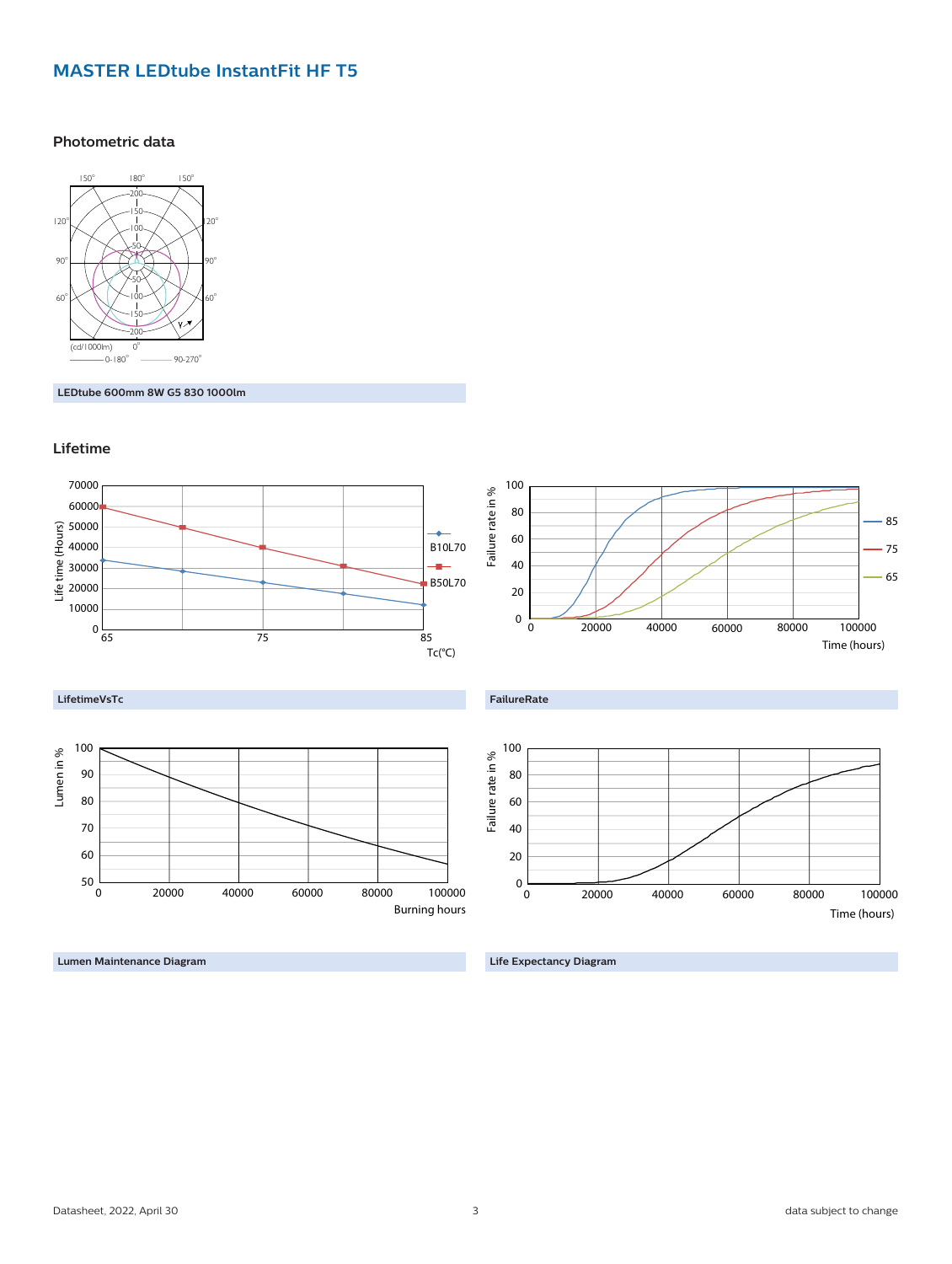# MASTER LEDtube InstantFit HF T5

## Photometric data

LEDtube 600mm 8W G5 830 1000lm

## Lifetime

LifetimeVsTc

FailureRate

Lumen Maintenance Diagram

Life Expectancy Diagram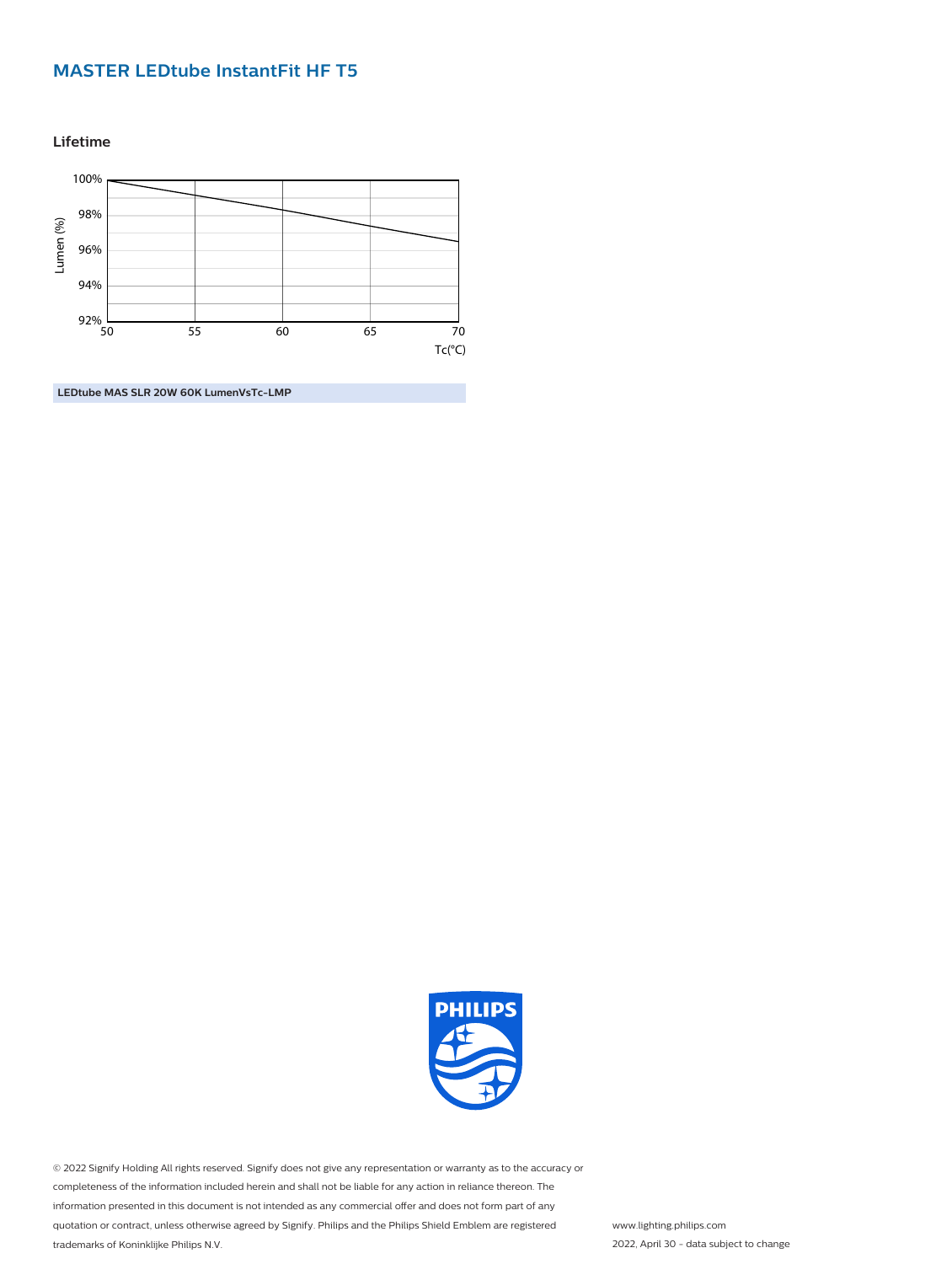# MASTER LEDtube InstantFit HF T5

## Lifetime

Lumen (%)

100%
98%
96%
94%
92%

50
55
60
65
70

Tc(°C)

**LEDtube MAS SLR 20W 60K LumenVsTc-LMP**

© 2022 Signify Holding All rights reserved. Signify does not give any representation or warranty as to the accuracy or completeness of the information included herein and shall not be liable for any action in reliance thereon. The information presented in this document is not intended as any commercial offer and does not form part of any quotation or contract, unless otherwise agreed by Signify. Philips and the Philips Shield Emblem are registered trademarks of Koninklijke Philips N.V.

www.lighting.philips.com

2022, April 30 - data subject to change